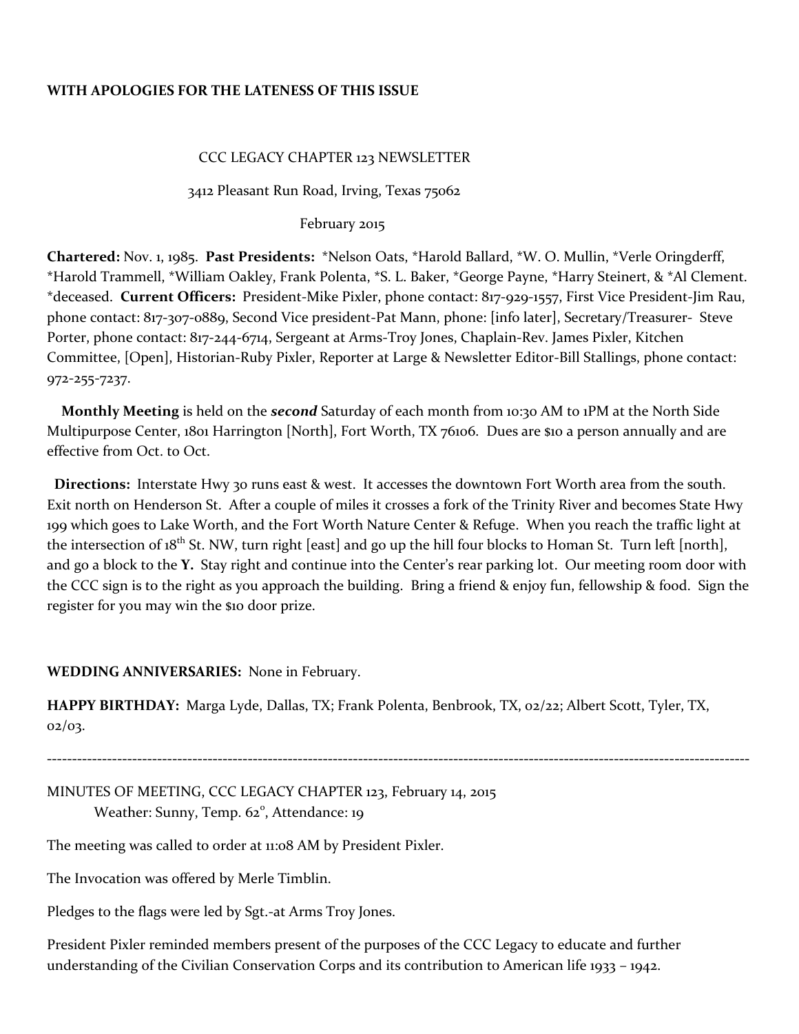**WITH APOLOGIES FOR THE LATENESS OF THIS ISSUE**

CCC LEGACY CHAPTER 123 NEWSLETTER

3412 Pleasant Run Road, Irving, Texas 75062

February 2015

**Chartered:** Nov. 1, 1985. **Past Presidents:** *Nelson Oats, *Harold Ballard, *W. O. Mullin, *Verle Oringderff, *Harold Trammell, *William Oakley, Frank Polenta, *S. L. Baker, *George Payne, *Harry Steinert, & *Al Clement. *deceased. **Current Officers:** President-Mike Pixler, phone contact: 817-929-1557, First Vice President-Jim Rau, phone contact: 817-307-0889, Second Vice president-Pat Mann, phone: [info later], Secretary/Treasurer- Steve Porter, phone contact: 817-244-6714, Sergeant at Arms-Troy Jones, Chaplain-Rev. James Pixler, Kitchen Committee, [Open], Historian-Ruby Pixler, Reporter at Large & Newsletter Editor-Bill Stallings, phone contact: 972-255-7237.

**Monthly Meeting** is held on the ***second*** Saturday of each month from 10:30 AM to 1PM at the North Side Multipurpose Center, 1801 Harrington [North], Fort Worth, TX 76106. Dues are $10 a person annually and are effective from Oct. to Oct.

**Directions:** Interstate Hwy 30 runs east & west. It accesses the downtown Fort Worth area from the south. Exit north on Henderson St. After a couple of miles it crosses a fork of the Trinity River and becomes State Hwy 199 which goes to Lake Worth, and the Fort Worth Nature Center & Refuge. When you reach the traffic light at the intersection of 18th St. NW, turn right [east] and go up the hill four blocks to Homan St. Turn left [north], and go a block to the **Y.** Stay right and continue into the Center's rear parking lot. Our meeting room door with the CCC sign is to the right as you approach the building. Bring a friend & enjoy fun, fellowship & food. Sign the register for you may win the $10 door prize.

**WEDDING ANNIVERSARIES:** None in February.

**HAPPY BIRTHDAY:** Marga Lyde, Dallas, TX; Frank Polenta, Benbrook, TX, 02/22; Albert Scott, Tyler, TX, 02/03.

---

MINUTES OF MEETING, CCC LEGACY CHAPTER 123, February 14, 2015

Weather: Sunny, Temp. 62°, Attendance: 19

The meeting was called to order at 11:08 AM by President Pixler.

The Invocation was offered by Merle Timblin.

Pledges to the flags were led by Sgt.-at Arms Troy Jones.

President Pixler reminded members present of the purposes of the CCC Legacy to educate and further understanding of the Civilian Conservation Corps and its contribution to American life 1933 – 1942.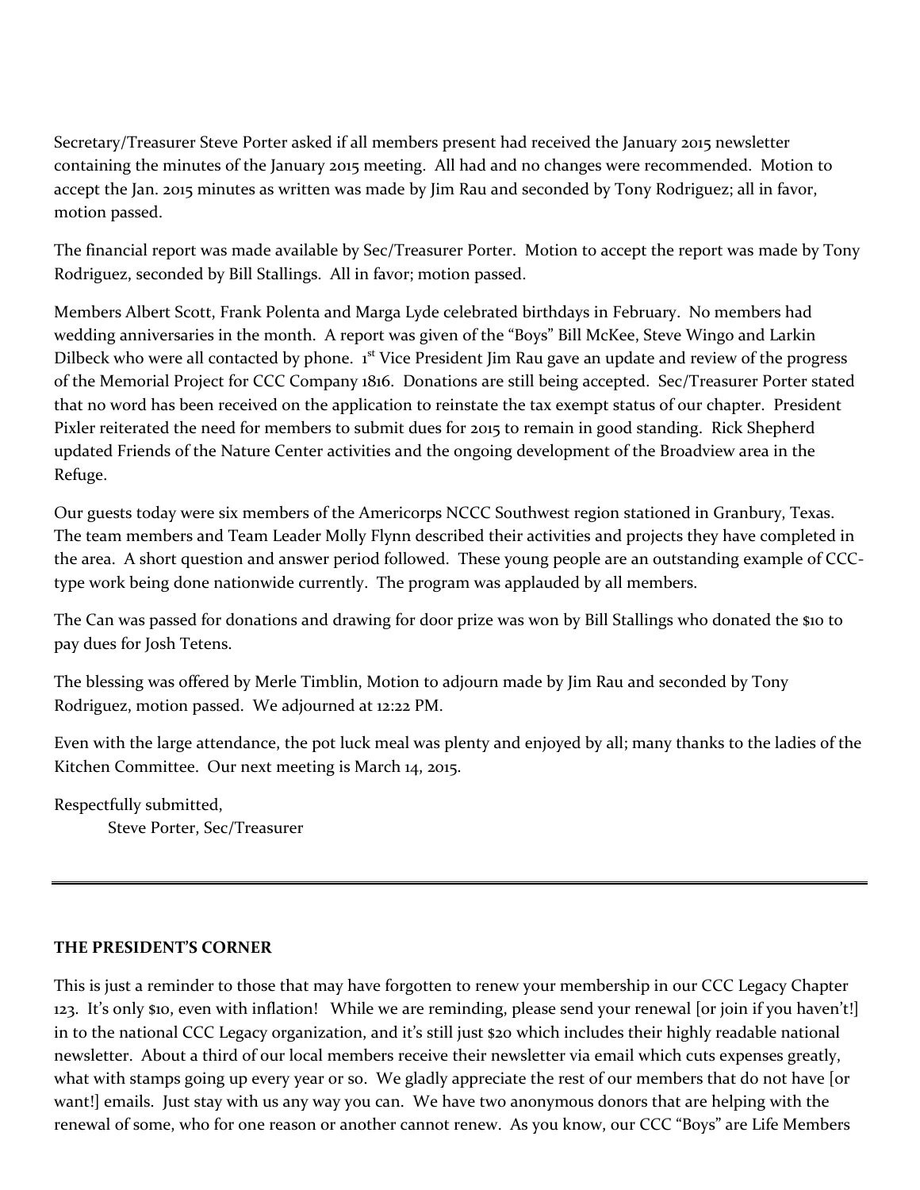Secretary/Treasurer Steve Porter asked if all members present had received the January 2015 newsletter containing the minutes of the January 2015 meeting. All had and no changes were recommended. Motion to accept the Jan. 2015 minutes as written was made by Jim Rau and seconded by Tony Rodriguez; all in favor, motion passed.

The financial report was made available by Sec/Treasurer Porter. Motion to accept the report was made by Tony Rodriguez, seconded by Bill Stallings. All in favor; motion passed.

Members Albert Scott, Frank Polenta and Marga Lyde celebrated birthdays in February. No members had wedding anniversaries in the month. A report was given of the "Boys" Bill McKee, Steve Wingo and Larkin Dilbeck who were all contacted by phone. 1st Vice President Jim Rau gave an update and review of the progress of the Memorial Project for CCC Company 1816. Donations are still being accepted. Sec/Treasurer Porter stated that no word has been received on the application to reinstate the tax exempt status of our chapter. President Pixler reiterated the need for members to submit dues for 2015 to remain in good standing. Rick Shepherd updated Friends of the Nature Center activities and the ongoing development of the Broadview area in the Refuge.

Our guests today were six members of the Americorps NCCC Southwest region stationed in Granbury, Texas. The team members and Team Leader Molly Flynn described their activities and projects they have completed in the area. A short question and answer period followed. These young people are an outstanding example of CCC-type work being done nationwide currently. The program was applauded by all members.

The Can was passed for donations and drawing for door prize was won by Bill Stallings who donated the $10 to pay dues for Josh Tetens.

The blessing was offered by Merle Timblin, Motion to adjourn made by Jim Rau and seconded by Tony Rodriguez, motion passed. We adjourned at 12:22 PM.

Even with the large attendance, the pot luck meal was plenty and enjoyed by all; many thanks to the ladies of the Kitchen Committee. Our next meeting is March 14, 2015.

Respectfully submitted,
Steve Porter, Sec/Treasurer

---

**THE PRESIDENT'S CORNER**

This is just a reminder to those that may have forgotten to renew your membership in our CCC Legacy Chapter 123. It's only $10, even with inflation! While we are reminding, please send your renewal [or join if you haven't!] in to the national CCC Legacy organization, and it's still just $20 which includes their highly readable national newsletter. About a third of our local members receive their newsletter via email which cuts expenses greatly, what with stamps going up every year or so. We gladly appreciate the rest of our members that do not have [or want!] emails. Just stay with us any way you can. We have two anonymous donors that are helping with the renewal of some, who for one reason or another cannot renew. As you know, our CCC "Boys" are Life Members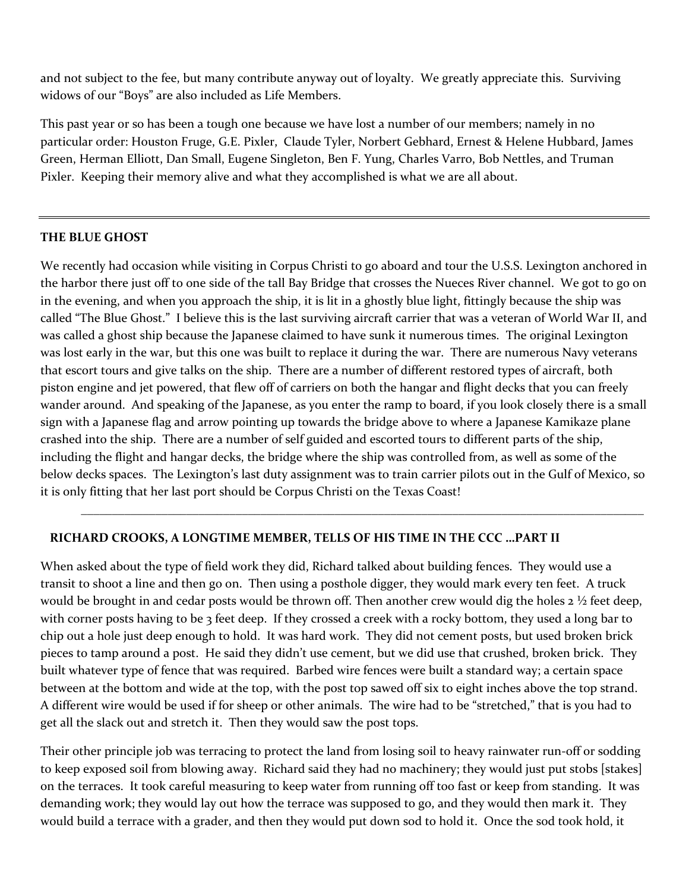and not subject to the fee, but many contribute anyway out of loyalty. We greatly appreciate this. Surviving widows of our "Boys" are also included as Life Members.

This past year or so has been a tough one because we have lost a number of our members; namely in no particular order: Houston Fruge, G.E. Pixler, Claude Tyler, Norbert Gebhard, Ernest & Helene Hubbard, James Green, Herman Elliott, Dan Small, Eugene Singleton, Ben F. Yung, Charles Varro, Bob Nettles, and Truman Pixler. Keeping their memory alive and what they accomplished is what we are all about.

---

## THE BLUE GHOST

We recently had occasion while visiting in Corpus Christi to go aboard and tour the U.S.S. Lexington anchored in the harbor there just off to one side of the tall Bay Bridge that crosses the Nueces River channel. We got to go on in the evening, and when you approach the ship, it is lit in a ghostly blue light, fittingly because the ship was called "The Blue Ghost." I believe this is the last surviving aircraft carrier that was a veteran of World War II, and was called a ghost ship because the Japanese claimed to have sunk it numerous times. The original Lexington was lost early in the war, but this one was built to replace it during the war. There are numerous Navy veterans that escort tours and give talks on the ship. There are a number of different restored types of aircraft, both piston engine and jet powered, that flew off of carriers on both the hangar and flight decks that you can freely wander around. And speaking of the Japanese, as you enter the ramp to board, if you look closely there is a small sign with a Japanese flag and arrow pointing up towards the bridge above to where a Japanese Kamikaze plane crashed into the ship. There are a number of self guided and escorted tours to different parts of the ship, including the flight and hangar decks, the bridge where the ship was controlled from, as well as some of the below decks spaces. The Lexington's last duty assignment was to train carrier pilots out in the Gulf of Mexico, so it is only fitting that her last port should be Corpus Christi on the Texas Coast!

---

## RICHARD CROOKS, A LONGTIME MEMBER, TELLS OF HIS TIME IN THE CCC …PART II

When asked about the type of field work they did, Richard talked about building fences. They would use a transit to shoot a line and then go on. Then using a posthole digger, they would mark every ten feet. A truck would be brought in and cedar posts would be thrown off. Then another crew would dig the holes 2 ½ feet deep, with corner posts having to be 3 feet deep. If they crossed a creek with a rocky bottom, they used a long bar to chip out a hole just deep enough to hold. It was hard work. They did not cement posts, but used broken brick pieces to tamp around a post. He said they didn't use cement, but we did use that crushed, broken brick. They built whatever type of fence that was required. Barbed wire fences were built a standard way; a certain space between at the bottom and wide at the top, with the post top sawed off six to eight inches above the top strand. A different wire would be used if for sheep or other animals. The wire had to be "stretched," that is you had to get all the slack out and stretch it. Then they would saw the post tops.

Their other principle job was terracing to protect the land from losing soil to heavy rainwater run-off or sodding to keep exposed soil from blowing away. Richard said they had no machinery; they would just put stobs [stakes] on the terraces. It took careful measuring to keep water from running off too fast or keep from standing. It was demanding work; they would lay out how the terrace was supposed to go, and they would then mark it. They would build a terrace with a grader, and then they would put down sod to hold it. Once the sod took hold, it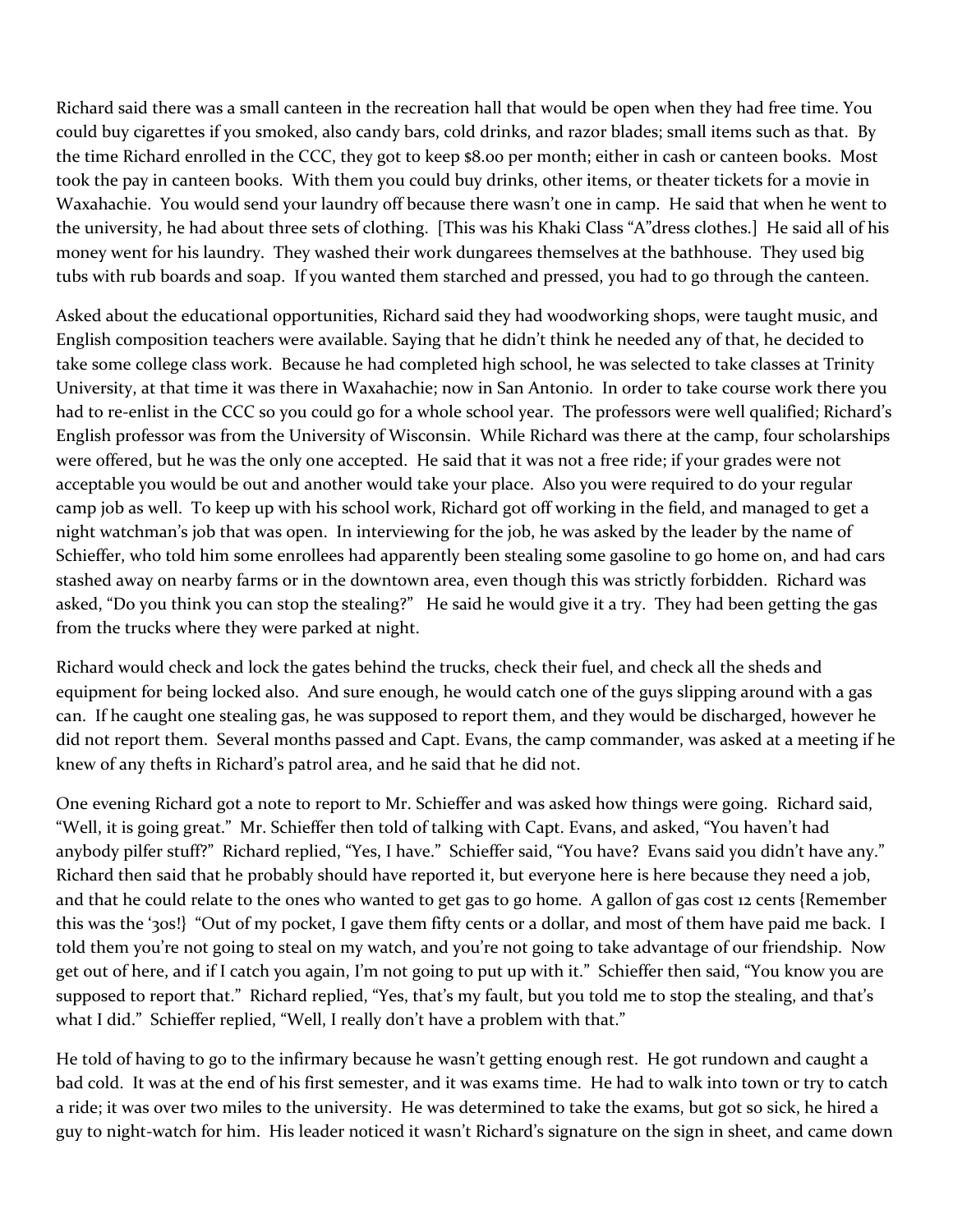Richard said there was a small canteen in the recreation hall that would be open when they had free time. You could buy cigarettes if you smoked, also candy bars, cold drinks, and razor blades; small items such as that. By the time Richard enrolled in the CCC, they got to keep $8.00 per month; either in cash or canteen books. Most took the pay in canteen books. With them you could buy drinks, other items, or theater tickets for a movie in Waxahachie. You would send your laundry off because there wasn't one in camp. He said that when he went to the university, he had about three sets of clothing. [This was his Khaki Class "A"dress clothes.] He said all of his money went for his laundry. They washed their work dungarees themselves at the bathhouse. They used big tubs with rub boards and soap. If you wanted them starched and pressed, you had to go through the canteen.

Asked about the educational opportunities, Richard said they had woodworking shops, were taught music, and English composition teachers were available. Saying that he didn't think he needed any of that, he decided to take some college class work. Because he had completed high school, he was selected to take classes at Trinity University, at that time it was there in Waxahachie; now in San Antonio. In order to take course work there you had to re-enlist in the CCC so you could go for a whole school year. The professors were well qualified; Richard's English professor was from the University of Wisconsin. While Richard was there at the camp, four scholarships were offered, but he was the only one accepted. He said that it was not a free ride; if your grades were not acceptable you would be out and another would take your place. Also you were required to do your regular camp job as well. To keep up with his school work, Richard got off working in the field, and managed to get a night watchman's job that was open. In interviewing for the job, he was asked by the leader by the name of Schieffer, who told him some enrollees had apparently been stealing some gasoline to go home on, and had cars stashed away on nearby farms or in the downtown area, even though this was strictly forbidden. Richard was asked, "Do you think you can stop the stealing?" He said he would give it a try. They had been getting the gas from the trucks where they were parked at night.

Richard would check and lock the gates behind the trucks, check their fuel, and check all the sheds and equipment for being locked also. And sure enough, he would catch one of the guys slipping around with a gas can. If he caught one stealing gas, he was supposed to report them, and they would be discharged, however he did not report them. Several months passed and Capt. Evans, the camp commander, was asked at a meeting if he knew of any thefts in Richard's patrol area, and he said that he did not.

One evening Richard got a note to report to Mr. Schieffer and was asked how things were going. Richard said, "Well, it is going great." Mr. Schieffer then told of talking with Capt. Evans, and asked, "You haven't had anybody pilfer stuff?" Richard replied, "Yes, I have." Schieffer said, "You have? Evans said you didn't have any." Richard then said that he probably should have reported it, but everyone here is here because they need a job, and that he could relate to the ones who wanted to get gas to go home. A gallon of gas cost 12 cents {Remember this was the '30s!} "Out of my pocket, I gave them fifty cents or a dollar, and most of them have paid me back. I told them you're not going to steal on my watch, and you're not going to take advantage of our friendship. Now get out of here, and if I catch you again, I'm not going to put up with it." Schieffer then said, "You know you are supposed to report that." Richard replied, "Yes, that's my fault, but you told me to stop the stealing, and that's what I did." Schieffer replied, "Well, I really don't have a problem with that."

He told of having to go to the infirmary because he wasn't getting enough rest. He got rundown and caught a bad cold. It was at the end of his first semester, and it was exams time. He had to walk into town or try to catch a ride; it was over two miles to the university. He was determined to take the exams, but got so sick, he hired a guy to night-watch for him. His leader noticed it wasn't Richard's signature on the sign in sheet, and came down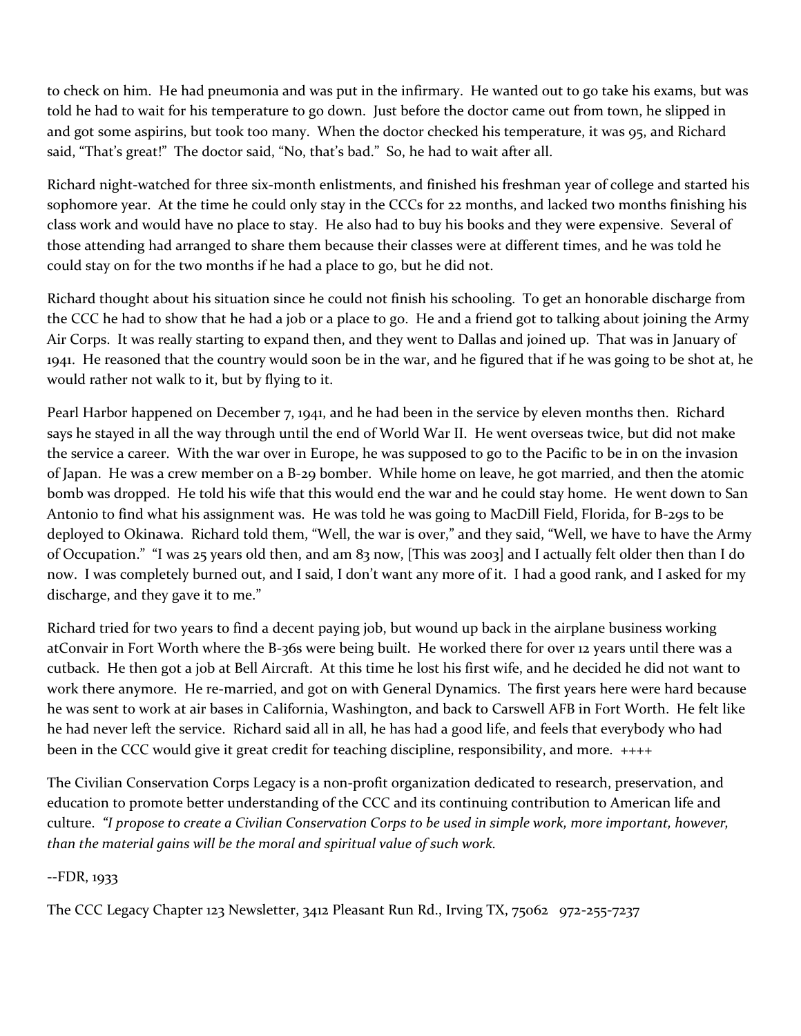to check on him. He had pneumonia and was put in the infirmary. He wanted out to go take his exams, but was told he had to wait for his temperature to go down. Just before the doctor came out from town, he slipped in and got some aspirins, but took too many. When the doctor checked his temperature, it was 95, and Richard said, "That's great!" The doctor said, "No, that's bad." So, he had to wait after all.

Richard night-watched for three six-month enlistments, and finished his freshman year of college and started his sophomore year. At the time he could only stay in the CCCs for 22 months, and lacked two months finishing his class work and would have no place to stay. He also had to buy his books and they were expensive. Several of those attending had arranged to share them because their classes were at different times, and he was told he could stay on for the two months if he had a place to go, but he did not.

Richard thought about his situation since he could not finish his schooling. To get an honorable discharge from the CCC he had to show that he had a job or a place to go. He and a friend got to talking about joining the Army Air Corps. It was really starting to expand then, and they went to Dallas and joined up. That was in January of 1941. He reasoned that the country would soon be in the war, and he figured that if he was going to be shot at, he would rather not walk to it, but by flying to it.

Pearl Harbor happened on December 7, 1941, and he had been in the service by eleven months then. Richard says he stayed in all the way through until the end of World War II. He went overseas twice, but did not make the service a career. With the war over in Europe, he was supposed to go to the Pacific to be in on the invasion of Japan. He was a crew member on a B-29 bomber. While home on leave, he got married, and then the atomic bomb was dropped. He told his wife that this would end the war and he could stay home. He went down to San Antonio to find what his assignment was. He was told he was going to MacDill Field, Florida, for B-29s to be deployed to Okinawa. Richard told them, "Well, the war is over," and they said, "Well, we have to have the Army of Occupation." "I was 25 years old then, and am 83 now, [This was 2003] and I actually felt older then than I do now. I was completely burned out, and I said, I don't want any more of it. I had a good rank, and I asked for my discharge, and they gave it to me."

Richard tried for two years to find a decent paying job, but wound up back in the airplane business working atConvair in Fort Worth where the B-36s were being built. He worked there for over 12 years until there was a cutback. He then got a job at Bell Aircraft. At this time he lost his first wife, and he decided he did not want to work there anymore. He re-married, and got on with General Dynamics. The first years here were hard because he was sent to work at air bases in California, Washington, and back to Carswell AFB in Fort Worth. He felt like he had never left the service. Richard said all in all, he has had a good life, and feels that everybody who had been in the CCC would give it great credit for teaching discipline, responsibility, and more. ++++

The Civilian Conservation Corps Legacy is a non-profit organization dedicated to research, preservation, and education to promote better understanding of the CCC and its continuing contribution to American life and culture. *"I propose to create a Civilian Conservation Corps to be used in simple work, more important, however, than the material gains will be the moral and spiritual value of such work.*

--FDR, 1933

The CCC Legacy Chapter 123 Newsletter, 3412 Pleasant Run Rd., Irving TX, 75062 972-255-7237